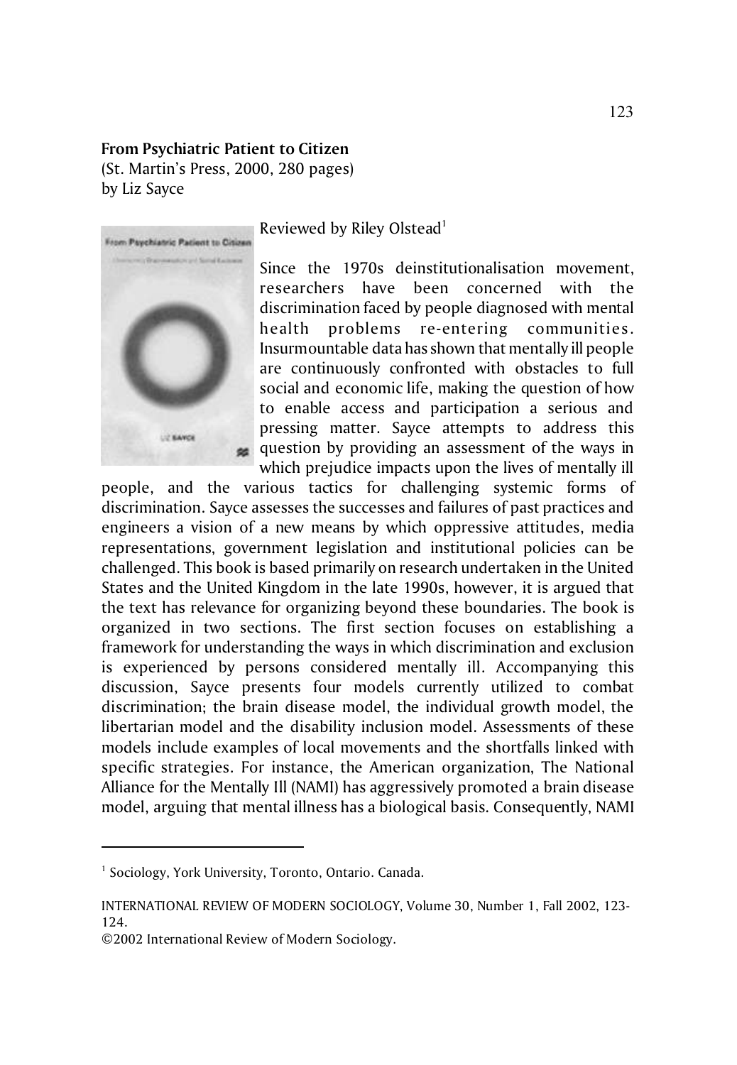**From Psychiatric Patient to Citizen**
(St. Martin's Press, 2000, 280 pages)
by Liz Sayce

Reviewed by Riley Olstead[1]

Since the 1970s deinstitutionalisation movement, researchers have been concerned with the discrimination faced by people diagnosed with mental health problems re-entering communities. Insurmountable data has shown that mentally ill people are continuously confronted with obstacles to full social and economic life, making the question of how to enable access and participation a serious and pressing matter. Sayce attempts to address this question by providing an assessment of the ways in which prejudice impacts upon the lives of mentally ill people, and the various tactics for challenging systemic forms of discrimination. Sayce assesses the successes and failures of past practices and engineers a vision of a new means by which oppressive attitudes, media representations, government legislation and institutional policies can be challenged. This book is based primarily on research undertaken in the United States and the United Kingdom in the late 1990s, however, it is argued that the text has relevance for organizing beyond these boundaries. The book is organized in two sections. The first section focuses on establishing a framework for understanding the ways in which discrimination and exclusion is experienced by persons considered mentally ill. Accompanying this discussion, Sayce presents four models currently utilized to combat discrimination; the brain disease model, the individual growth model, the libertarian model and the disability inclusion model. Assessments of these models include examples of local movements and the shortfalls linked with specific strategies. For instance, the American organization, The National Alliance for the Mentally Ill (NAMI) has aggressively promoted a brain disease model, arguing that mental illness has a biological basis. Consequently, NAMI

---

[1] Sociology, York University, Toronto, Ontario. Canada.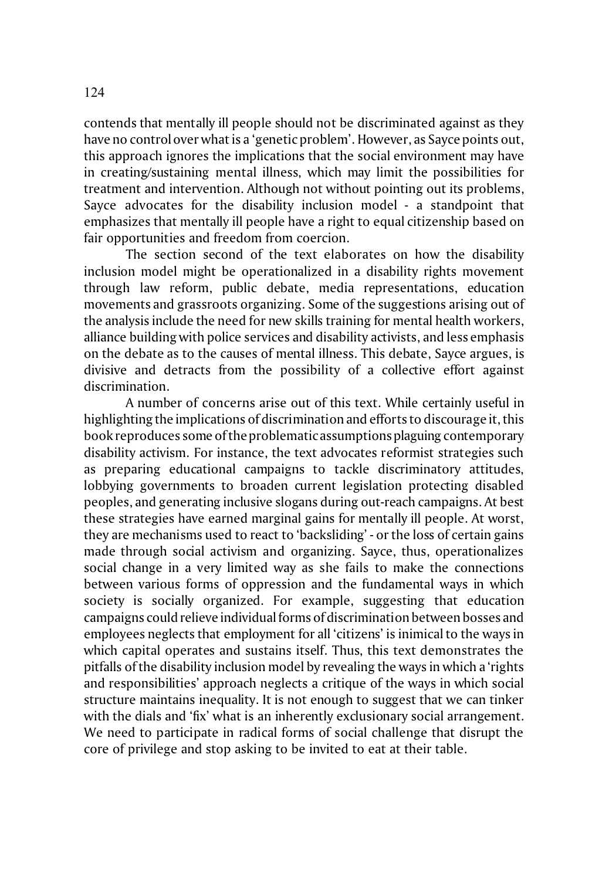contends that mentally ill people should not be discriminated against as they have no control over what is a 'genetic problem'. However, as Sayce points out, this approach ignores the implications that the social environment may have in creating/sustaining mental illness, which may limit the possibilities for treatment and intervention. Although not without pointing out its problems, Sayce advocates for the disability inclusion model - a standpoint that emphasizes that mentally ill people have a right to equal citizenship based on fair opportunities and freedom from coercion.

The section second of the text elaborates on how the disability inclusion model might be operationalized in a disability rights movement through law reform, public debate, media representations, education movements and grassroots organizing. Some of the suggestions arising out of the analysis include the need for new skills training for mental health workers, alliance building with police services and disability activists, and less emphasis on the debate as to the causes of mental illness. This debate, Sayce argues, is divisive and detracts from the possibility of a collective effort against discrimination.

A number of concerns arise out of this text. While certainly useful in highlighting the implications of discrimination and efforts to discourage it, this book reproduces some of the problematic assumptions plaguing contemporary disability activism. For instance, the text advocates reformist strategies such as preparing educational campaigns to tackle discriminatory attitudes, lobbying governments to broaden current legislation protecting disabled peoples, and generating inclusive slogans during out-reach campaigns. At best these strategies have earned marginal gains for mentally ill people. At worst, they are mechanisms used to react to 'backsliding' - or the loss of certain gains made through social activism and organizing. Sayce, thus, operationalizes social change in a very limited way as she fails to make the connections between various forms of oppression and the fundamental ways in which society is socially organized. For example, suggesting that education campaigns could relieve individual forms of discrimination between bosses and employees neglects that employment for all 'citizens' is inimical to the ways in which capital operates and sustains itself. Thus, this text demonstrates the pitfalls of the disability inclusion model by revealing the ways in which a 'rights and responsibilities' approach neglects a critique of the ways in which social structure maintains inequality. It is not enough to suggest that we can tinker with the dials and 'fix' what is an inherently exclusionary social arrangement. We need to participate in radical forms of social challenge that disrupt the core of privilege and stop asking to be invited to eat at their table.